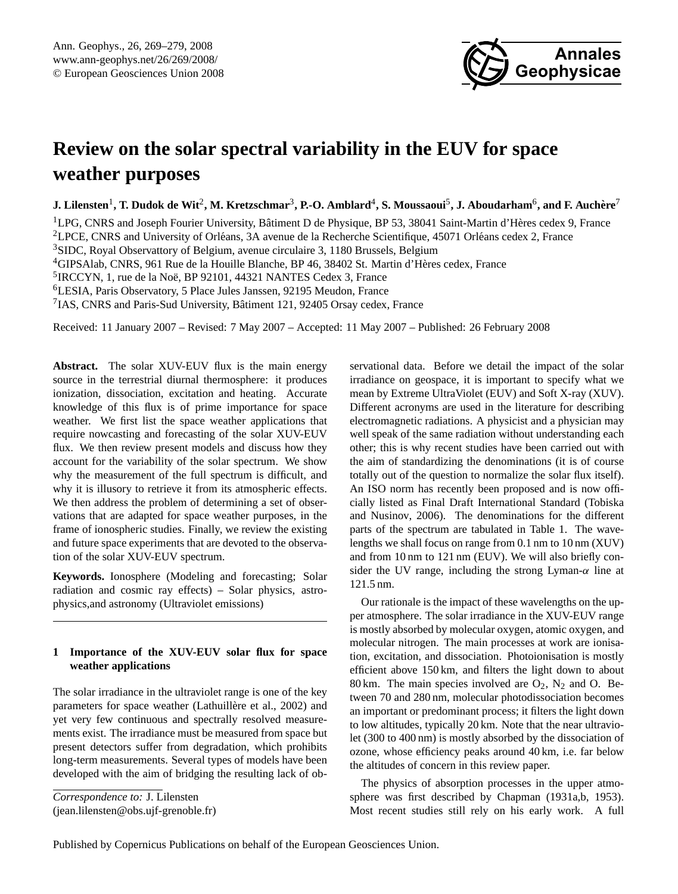# Review on the solar spectral variability in the EUV for space weather purposes

**J. Lilensten[1], T. Dudok de Wit[2], M. Kretzschmar[3], P.-O. Amblard[4], S. Moussaoui[5], J. Aboudarham[6], and F. Auchère[7]**

[1]LPG, CNRS and Joseph Fourier University, Bâtiment D de Physique, BP 53, 38041 Saint-Martin d'Hères cedex 9, France
[2]LPCE, CNRS and University of Orléans, 3A avenue de la Recherche Scientifique, 45071 Orléans cedex 2, France
[3]SIDC, Royal Observattory of Belgium, avenue circulaire 3, 1180 Brussels, Belgium
[4]GIPSAlab, CNRS, 961 Rue de la Houille Blanche, BP 46, 38402 St. Martin d'Hères cedex, France
[5]IRCCYN, 1, rue de la Noë, BP 92101, 44321 NANTES Cedex 3, France
[6]LESIA, Paris Observatory, 5 Place Jules Janssen, 92195 Meudon, France
[7]IAS, CNRS and Paris-Sud University, Bâtiment 121, 92405 Orsay cedex, France

Received: 11 January 2007 – Revised: 7 May 2007 – Accepted: 11 May 2007 – Published: 26 February 2008

**Abstract.** The solar XUV-EUV flux is the main energy source in the terrestrial diurnal thermosphere: it produces ionization, dissociation, excitation and heating. Accurate knowledge of this flux is of prime importance for space weather. We first list the space weather applications that require nowcasting and forecasting of the solar XUV-EUV flux. We then review present models and discuss how they account for the variability of the solar spectrum. We show why the measurement of the full spectrum is difficult, and why it is illusory to retrieve it from its atmospheric effects. We then address the problem of determining a set of observations that are adapted for space weather purposes, in the frame of ionospheric studies. Finally, we review the existing and future space experiments that are devoted to the observation of the solar XUV-EUV spectrum.

**Keywords.** Ionosphere (Modeling and forecasting; Solar radiation and cosmic ray effects) – Solar physics, astrophysics,and astronomy (Ultraviolet emissions)

## 1 Importance of the XUV-EUV solar flux for space weather applications

The solar irradiance in the ultraviolet range is one of the key parameters for space weather (Lathuillère et al., 2002) and yet very few continuous and spectrally resolved measurements exist. The irradiance must be measured from space but present detectors suffer from degradation, which prohibits long-term measurements. Several types of models have been developed with the aim of bridging the resulting lack of observational data. Before we detail the impact of the solar irradiance on geospace, it is important to specify what we mean by Extreme UltraViolet (EUV) and Soft X-ray (XUV). Different acronyms are used in the literature for describing electromagnetic radiations. A physicist and a physician may well speak of the same radiation without understanding each other; this is why recent studies have been carried out with the aim of standardizing the denominations (it is of course totally out of the question to normalize the solar flux itself). An ISO norm has recently been proposed and is now officially listed as Final Draft International Standard (Tobiska and Nusinov, 2006). The denominations for the different parts of the spectrum are tabulated in Table 1. The wavelengths we shall focus on range from 0.1 nm to 10 nm (XUV) and from 10 nm to 121 nm (EUV). We will also briefly consider the UV range, including the strong Lyman-$\alpha$ line at 121.5 nm.

Our rationale is the impact of these wavelengths on the upper atmosphere. The solar irradiance in the XUV-EUV range is mostly absorbed by molecular oxygen, atomic oxygen, and molecular nitrogen. The main processes at work are ionisation, excitation, and dissociation. Photoionisation is mostly efficient above 150 km, and filters the light down to about 80 km. The main species involved are $O_2$, $N_2$ and O. Between 70 and 280 nm, molecular photodissociation becomes an important or predominant process; it filters the light down to low altitudes, typically 20 km. Note that the near ultraviolet (300 to 400 nm) is mostly absorbed by the dissociation of ozone, whose efficiency peaks around 40 km, i.e. far below the altitudes of concern in this review paper.

The physics of absorption processes in the upper atmosphere was first described by Chapman (1931a,b, 1953). Most recent studies still rely on his early work. A full

*Correspondence to:* J. Lilensten
(jean.lilensten@obs.ujf-grenoble.fr)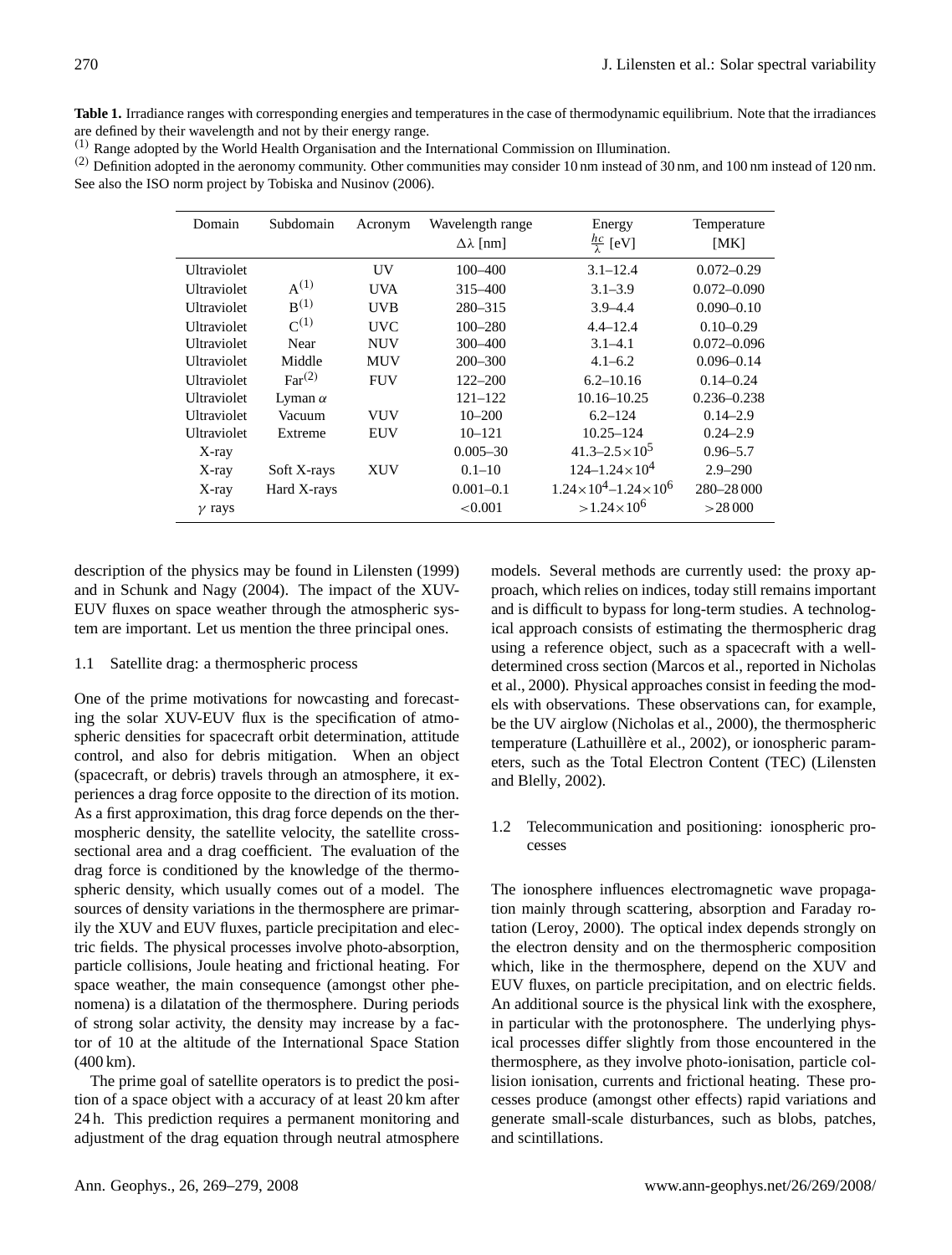**Table 1.** Irradiance ranges with corresponding energies and temperatures in the case of thermodynamic equilibrium. Note that the irradiances are defined by their wavelength and not by their energy range.
[(1)] Range adopted by the World Health Organisation and the International Commission on Illumination.
[(2)] Definition adopted in the aeronomy community. Other communities may consider 10 nm instead of 30 nm, and 100 nm instead of 120 nm. See also the ISO norm project by Tobiska and Nusinov (2006).

| Domain | Subdomain | Acronym | Wavelength range $\Delta\lambda$ [nm] | Energy $\frac{hc}{\lambda}$ [eV] | Temperature [MK] |
|---|---|---|---|---|---|
| Ultraviolet | | UV | 100–400 | 3.1–12.4 | 0.072–0.29 |
| Ultraviolet | A[(1)] | UVA | 315–400 | 3.1–3.9 | 0.072–0.090 |
| Ultraviolet | B[(1)] | UVB | 280–315 | 3.9–4.4 | 0.090–0.10 |
| Ultraviolet | C[(1)] | UVC | 100–280 | 4.4–12.4 | 0.10–0.29 |
| Ultraviolet | Near | NUV | 300–400 | 3.1–4.1 | 0.072–0.096 |
| Ultraviolet | Middle | MUV | 200–300 | 4.1–6.2 | 0.096–0.14 |
| Ultraviolet | Far[(2)] | FUV | 122–200 | 6.2–10.16 | 0.14–0.24 |
| Ultraviolet | Lyman $\alpha$ | | 121–122 | 10.16–10.25 | 0.236–0.238 |
| Ultraviolet | Vacuum | VUV | 10–200 | 6.2–124 | 0.14–2.9 |
| Ultraviolet | Extreme | EUV | 10–121 | 10.25–124 | 0.24–2.9 |
| X-ray | | | 0.005–30 | $41.3$–$2.5\times10^5$ | 0.96–5.7 |
| X-ray | Soft X-rays | XUV | 0.1–10 | $124$–$1.24\times10^4$ | 2.9–290 |
| X-ray | Hard X-rays | | 0.001–0.1 | $1.24\times10^4$–$1.24\times10^6$ | 280–28 000 |
| $\gamma$ rays | | | <0.001 | $>1.24\times10^6$ | >28 000 |

description of the physics may be found in Lilensten (1999) and in Schunk and Nagy (2004). The impact of the XUV-EUV fluxes on space weather through the atmospheric system are important. Let us mention the three principal ones.

### 1.1 Satellite drag: a thermospheric process

One of the prime motivations for nowcasting and forecasting the solar XUV-EUV flux is the specification of atmospheric densities for spacecraft orbit determination, attitude control, and also for debris mitigation. When an object (spacecraft, or debris) travels through an atmosphere, it experiences a drag force opposite to the direction of its motion. As a first approximation, this drag force depends on the thermospheric density, the satellite velocity, the satellite cross-sectional area and a drag coefficient. The evaluation of the drag force is conditioned by the knowledge of the thermospheric density, which usually comes out of a model. The sources of density variations in the thermosphere are primarily the XUV and EUV fluxes, particle precipitation and electric fields. The physical processes involve photo-absorption, particle collisions, Joule heating and frictional heating. For space weather, the main consequence (amongst other phenomena) is a dilatation of the thermosphere. During periods of strong solar activity, the density may increase by a factor of 10 at the altitude of the International Space Station (400 km).

The prime goal of satellite operators is to predict the position of a space object with a accuracy of at least 20 km after 24 h. This prediction requires a permanent monitoring and adjustment of the drag equation through neutral atmosphere models. Several methods are currently used: the proxy approach, which relies on indices, today still remains important and is difficult to bypass for long-term studies. A technological approach consists of estimating the thermospheric drag using a reference object, such as a spacecraft with a well-determined cross section (Marcos et al., reported in Nicholas et al., 2000). Physical approaches consist in feeding the models with observations. These observations can, for example, be the UV airglow (Nicholas et al., 2000), the thermospheric temperature (Lathuillère et al., 2002), or ionospheric parameters, such as the Total Electron Content (TEC) (Lilensten and Blelly, 2002).

### 1.2 Telecommunication and positioning: ionospheric processes

The ionosphere influences electromagnetic wave propagation mainly through scattering, absorption and Faraday rotation (Leroy, 2000). The optical index depends strongly on the electron density and on the thermospheric composition which, like in the thermosphere, depend on the XUV and EUV fluxes, on particle precipitation, and on electric fields. An additional source is the physical link with the exosphere, in particular with the protonosphere. The underlying physical processes differ slightly from those encountered in the thermosphere, as they involve photo-ionisation, particle collision ionisation, currents and frictional heating. These processes produce (amongst other effects) rapid variations and generate small-scale disturbances, such as blobs, patches, and scintillations.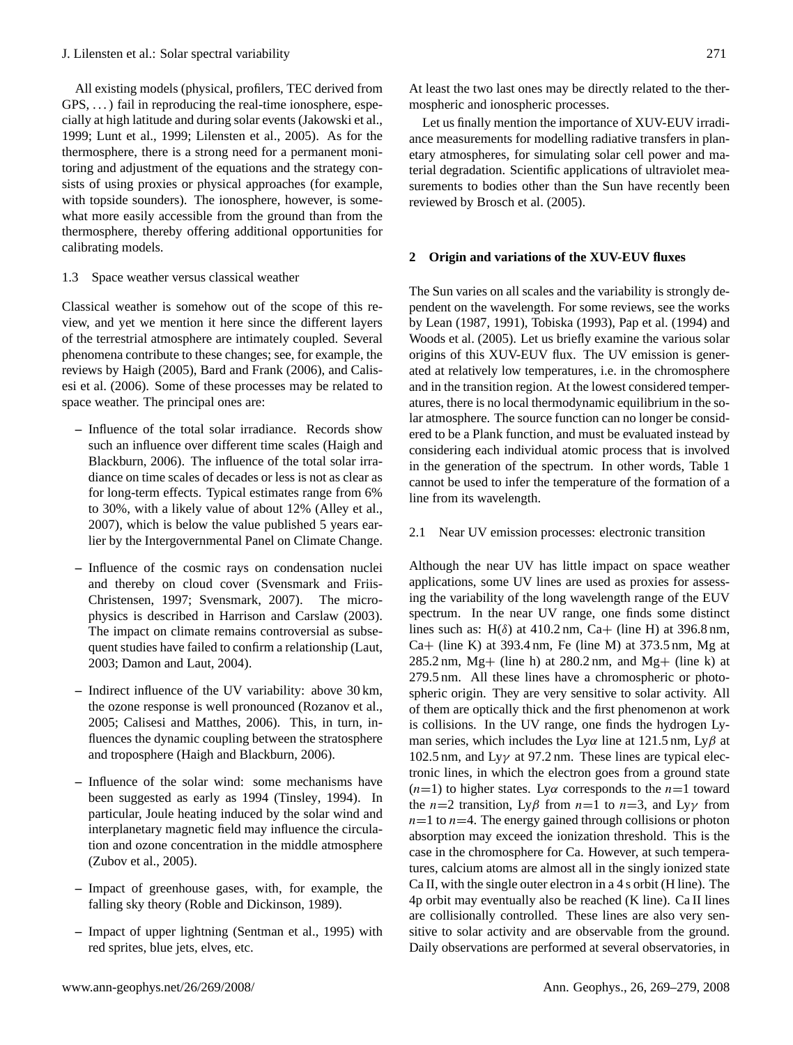All existing models (physical, profilers, TEC derived from GPS, ...) fail in reproducing the real-time ionosphere, especially at high latitude and during solar events (Jakowski et al., 1999; Lunt et al., 1999; Lilensten et al., 2005). As for the thermosphere, there is a strong need for a permanent monitoring and adjustment of the equations and the strategy consists of using proxies or physical approaches (for example, with topside sounders). The ionosphere, however, is somewhat more easily accessible from the ground than from the thermosphere, thereby offering additional opportunities for calibrating models.

### 1.3 Space weather versus classical weather

Classical weather is somehow out of the scope of this review, and yet we mention it here since the different layers of the terrestrial atmosphere are intimately coupled. Several phenomena contribute to these changes; see, for example, the reviews by Haigh (2005), Bard and Frank (2006), and Calisesi et al. (2006). Some of these processes may be related to space weather. The principal ones are:

- Influence of the total solar irradiance. Records show such an influence over different time scales (Haigh and Blackburn, 2006). The influence of the total solar irradiance on time scales of decades or less is not as clear as for long-term effects. Typical estimates range from 6% to 30%, with a likely value of about 12% (Alley et al., 2007), which is below the value published 5 years earlier by the Intergovernmental Panel on Climate Change.
- Influence of the cosmic rays on condensation nuclei and thereby on cloud cover (Svensmark and Friis-Christensen, 1997; Svensmark, 2007). The microphysics is described in Harrison and Carslaw (2003). The impact on climate remains controversial as subsequent studies have failed to confirm a relationship (Laut, 2003; Damon and Laut, 2004).
- Indirect influence of the UV variability: above 30 km, the ozone response is well pronounced (Rozanov et al., 2005; Calisesi and Matthes, 2006). This, in turn, influences the dynamic coupling between the stratosphere and troposphere (Haigh and Blackburn, 2006).
- Influence of the solar wind: some mechanisms have been suggested as early as 1994 (Tinsley, 1994). In particular, Joule heating induced by the solar wind and interplanetary magnetic field may influence the circulation and ozone concentration in the middle atmosphere (Zubov et al., 2005).
- Impact of greenhouse gases, with, for example, the falling sky theory (Roble and Dickinson, 1989).
- Impact of upper lightning (Sentman et al., 1995) with red sprites, blue jets, elves, etc.

At least the two last ones may be directly related to the thermospheric and ionospheric processes.

Let us finally mention the importance of XUV-EUV irradiance measurements for modelling radiative transfers in planetary atmospheres, for simulating solar cell power and material degradation. Scientific applications of ultraviolet measurements to bodies other than the Sun have recently been reviewed by Brosch et al. (2005).

## 2 Origin and variations of the XUV-EUV fluxes

The Sun varies on all scales and the variability is strongly dependent on the wavelength. For some reviews, see the works by Lean (1987, 1991), Tobiska (1993), Pap et al. (1994) and Woods et al. (2005). Let us briefly examine the various solar origins of this XUV-EUV flux. The UV emission is generated at relatively low temperatures, i.e. in the chromosphere and in the transition region. At the lowest considered temperatures, there is no local thermodynamic equilibrium in the solar atmosphere. The source function can no longer be considered to be a Plank function, and must be evaluated instead by considering each individual atomic process that is involved in the generation of the spectrum. In other words, Table 1 cannot be used to infer the temperature of the formation of a line from its wavelength.

### 2.1 Near UV emission processes: electronic transition

Although the near UV has little impact on space weather applications, some UV lines are used as proxies for assessing the variability of the long wavelength range of the EUV spectrum. In the near UV range, one finds some distinct lines such as: H($\delta$) at 410.2 nm, Ca+ (line H) at 396.8 nm, Ca+ (line K) at 393.4 nm, Fe (line M) at 373.5 nm, Mg at 285.2 nm, Mg+ (line h) at 280.2 nm, and Mg+ (line k) at 279.5 nm. All these lines have a chromospheric or photospheric origin. They are very sensitive to solar activity. All of them are optically thick and the first phenomenon at work is collisions. In the UV range, one finds the hydrogen Lyman series, which includes the Ly$\alpha$ line at 121.5 nm, Ly$\beta$ at 102.5 nm, and Ly$\gamma$ at 97.2 nm. These lines are typical electronic lines, in which the electron goes from a ground state ($n$=1) to higher states. Ly$\alpha$ corresponds to the $n$=1 toward the $n$=2 transition, Ly$\beta$ from $n$=1 to $n$=3, and Ly$\gamma$ from $n$=1 to $n$=4. The energy gained through collisions or photon absorption may exceed the ionization threshold. This is the case in the chromosphere for Ca. However, at such temperatures, calcium atoms are almost all in the singly ionized state Ca II, with the single outer electron in a 4 s orbit (H line). The 4p orbit may eventually also be reached (K line). Ca II lines are collisionally controlled. These lines are also very sensitive to solar activity and are observable from the ground. Daily observations are performed at several observatories, in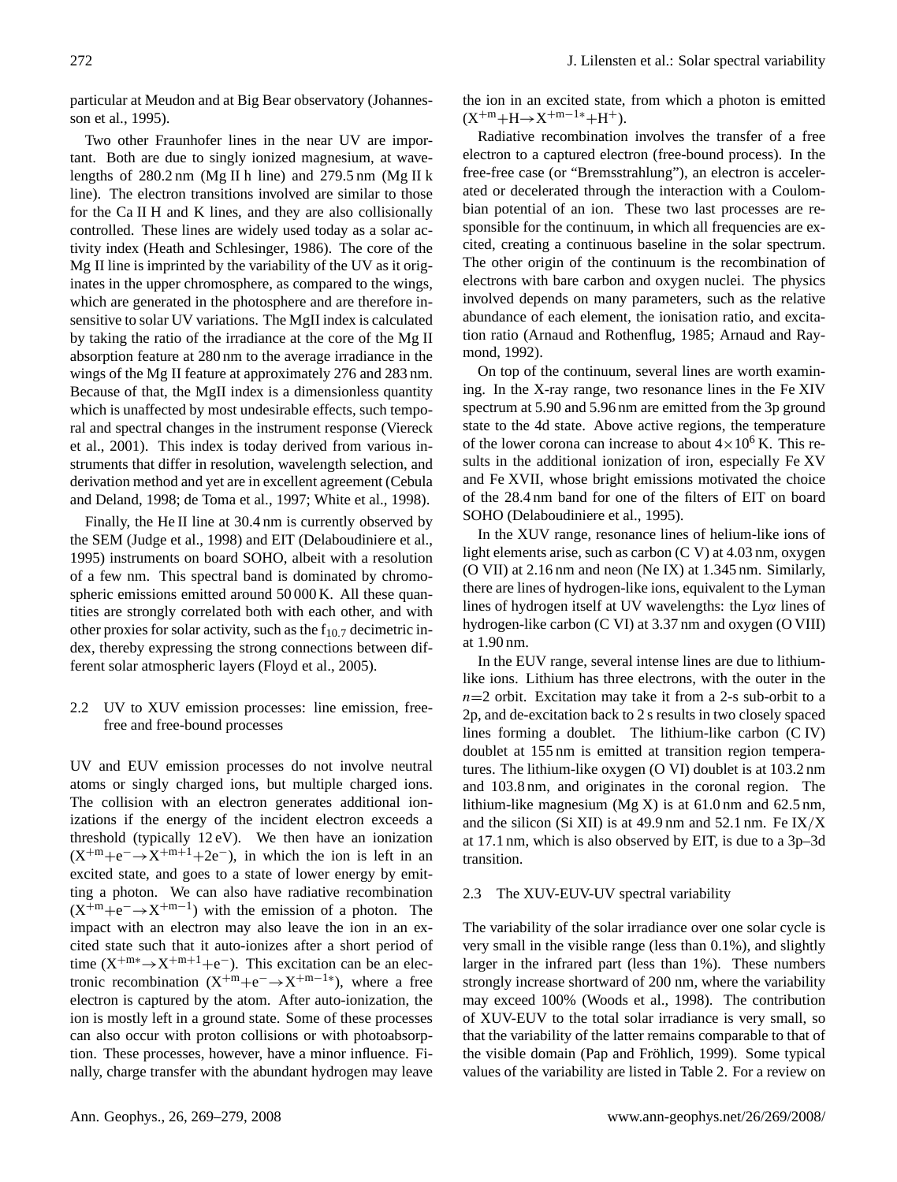particular at Meudon and at Big Bear observatory (Johannesson et al., 1995).

Two other Fraunhofer lines in the near UV are important. Both are due to singly ionized magnesium, at wavelengths of 280.2 nm (Mg II h line) and 279.5 nm (Mg II k line). The electron transitions involved are similar to those for the Ca II H and K lines, and they are also collisionally controlled. These lines are widely used today as a solar activity index (Heath and Schlesinger, 1986). The core of the Mg II line is imprinted by the variability of the UV as it originates in the upper chromosphere, as compared to the wings, which are generated in the photosphere and are therefore insensitive to solar UV variations. The MgII index is calculated by taking the ratio of the irradiance at the core of the Mg II absorption feature at 280 nm to the average irradiance in the wings of the Mg II feature at approximately 276 and 283 nm. Because of that, the MgII index is a dimensionless quantity which is unaffected by most undesirable effects, such temporal and spectral changes in the instrument response (Viereck et al., 2001). This index is today derived from various instruments that differ in resolution, wavelength selection, and derivation method and yet are in excellent agreement (Cebula and Deland, 1998; de Toma et al., 1997; White et al., 1998).

Finally, the He II line at 30.4 nm is currently observed by the SEM (Judge et al., 1998) and EIT (Delaboudiniere et al., 1995) instruments on board SOHO, albeit with a resolution of a few nm. This spectral band is dominated by chromospheric emissions emitted around 50 000 K. All these quantities are strongly correlated both with each other, and with other proxies for solar activity, such as the $f_{10.7}$ decimetric index, thereby expressing the strong connections between different solar atmospheric layers (Floyd et al., 2005).

## 2.2 UV to XUV emission processes: line emission, free-free and free-bound processes

UV and EUV emission processes do not involve neutral atoms or singly charged ions, but multiple charged ions. The collision with an electron generates additional ionizations if the energy of the incident electron exceeds a threshold (typically 12 eV). We then have an ionization ($X^{+m}+e^{-}\rightarrow X^{+m+1}+2e^{-}$), in which the ion is left in an excited state, and goes to a state of lower energy by emitting a photon. We can also have radiative recombination ($X^{+m}+e^{-}\rightarrow X^{+m-1}$) with the emission of a photon. The impact with an electron may also leave the ion in an excited state such that it auto-ionizes after a short period of time ($X^{+m*}\rightarrow X^{+m+1}+e^{-}$). This excitation can be an electronic recombination ($X^{+m}+e^{-}\rightarrow X^{+m-1*}$), where a free electron is captured by the atom. After auto-ionization, the ion is mostly left in a ground state. Some of these processes can also occur with proton collisions or with photoabsorption. These processes, however, have a minor influence. Finally, charge transfer with the abundant hydrogen may leave the ion in an excited state, from which a photon is emitted ($X^{+m}+H\rightarrow X^{+m-1*}+H^{+}$).

Radiative recombination involves the transfer of a free electron to a captured electron (free-bound process). In the free-free case (or "Bremsstrahlung"), an electron is accelerated or decelerated through the interaction with a Coulombian potential of an ion. These two last processes are responsible for the continuum, in which all frequencies are excited, creating a continuous baseline in the solar spectrum. The other origin of the continuum is the recombination of electrons with bare carbon and oxygen nuclei. The physics involved depends on many parameters, such as the relative abundance of each element, the ionisation ratio, and excitation ratio (Arnaud and Rothenflug, 1985; Arnaud and Raymond, 1992).

On top of the continuum, several lines are worth examining. In the X-ray range, two resonance lines in the Fe XIV spectrum at 5.90 and 5.96 nm are emitted from the 3p ground state to the 4d state. Above active regions, the temperature of the lower corona can increase to about $4\times10^{6}$ K. This results in the additional ionization of iron, especially Fe XV and Fe XVII, whose bright emissions motivated the choice of the 28.4 nm band for one of the filters of EIT on board SOHO (Delaboudiniere et al., 1995).

In the XUV range, resonance lines of helium-like ions of light elements arise, such as carbon (C V) at 4.03 nm, oxygen (O VII) at 2.16 nm and neon (Ne IX) at 1.345 nm. Similarly, there are lines of hydrogen-like ions, equivalent to the Lyman lines of hydrogen itself at UV wavelengths: the Ly$\alpha$ lines of hydrogen-like carbon (C VI) at 3.37 nm and oxygen (O VIII) at 1.90 nm.

In the EUV range, several intense lines are due to lithium-like ions. Lithium has three electrons, with the outer in the $n$=2 orbit. Excitation may take it from a 2-s sub-orbit to a 2p, and de-excitation back to 2 s results in two closely spaced lines forming a doublet. The lithium-like carbon (C IV) doublet at 155 nm is emitted at transition region temperatures. The lithium-like oxygen (O VI) doublet is at 103.2 nm and 103.8 nm, and originates in the coronal region. The lithium-like magnesium (Mg X) is at 61.0 nm and 62.5 nm, and the silicon (Si XII) is at 49.9 nm and 52.1 nm. Fe IX/X at 17.1 nm, which is also observed by EIT, is due to a 3p–3d transition.

## 2.3 The XUV-EUV-UV spectral variability

The variability of the solar irradiance over one solar cycle is very small in the visible range (less than 0.1%), and slightly larger in the infrared part (less than 1%). These numbers strongly increase shortward of 200 nm, where the variability may exceed 100% (Woods et al., 1998). The contribution of XUV-EUV to the total solar irradiance is very small, so that the variability of the latter remains comparable to that of the visible domain (Pap and Fröhlich, 1999). Some typical values of the variability are listed in Table 2. For a review on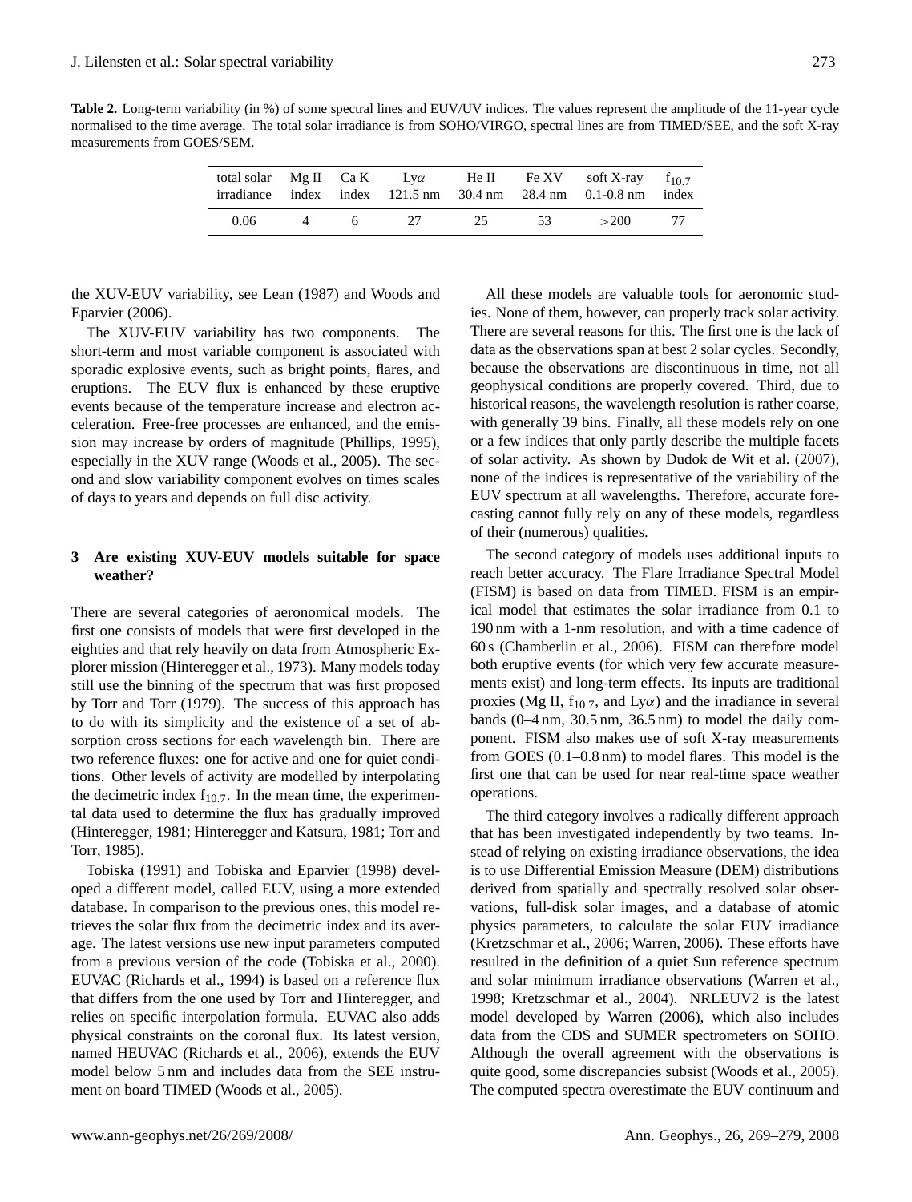**Table 2.** Long-term variability (in %) of some spectral lines and EUV/UV indices. The values represent the amplitude of the 11-year cycle normalised to the time average. The total solar irradiance is from SOHO/VIRGO, spectral lines are from TIMED/SEE, and the soft X-ray measurements from GOES/SEM.

| total solar irradiance | Mg II index | Ca K index | Ly$\alpha$ 121.5 nm | He II 30.4 nm | Fe XV 28.4 nm | soft X-ray 0.1-0.8 nm | $f_{10.7}$ index |
|---|---|---|---|---|---|---|---|
| 0.06 | 4 | 6 | 27 | 25 | 53 | >200 | 77 |

the XUV-EUV variability, see Lean (1987) and Woods and Eparvier (2006).

The XUV-EUV variability has two components. The short-term and most variable component is associated with sporadic explosive events, such as bright points, flares, and eruptions. The EUV flux is enhanced by these eruptive events because of the temperature increase and electron acceleration. Free-free processes are enhanced, and the emission may increase by orders of magnitude (Phillips, 1995), especially in the XUV range (Woods et al., 2005). The second and slow variability component evolves on times scales of days to years and depends on full disc activity.

## 3 Are existing XUV-EUV models suitable for space weather?

There are several categories of aeronomical models. The first one consists of models that were first developed in the eighties and that rely heavily on data from Atmospheric Explorer mission (Hinteregger et al., 1973). Many models today still use the binning of the spectrum that was first proposed by Torr and Torr (1979). The success of this approach has to do with its simplicity and the existence of a set of absorption cross sections for each wavelength bin. There are two reference fluxes: one for active and one for quiet conditions. Other levels of activity are modelled by interpolating the decimetric index $f_{10.7}$. In the mean time, the experimental data used to determine the flux has gradually improved (Hinteregger, 1981; Hinteregger and Katsura, 1981; Torr and Torr, 1985).

Tobiska (1991) and Tobiska and Eparvier (1998) developed a different model, called EUV, using a more extended database. In comparison to the previous ones, this model retrieves the solar flux from the decimetric index and its average. The latest versions use new input parameters computed from a previous version of the code (Tobiska et al., 2000). EUVAC (Richards et al., 1994) is based on a reference flux that differs from the one used by Torr and Hinteregger, and relies on specific interpolation formula. EUVAC also adds physical constraints on the coronal flux. Its latest version, named HEUVAC (Richards et al., 2006), extends the EUV model below 5 nm and includes data from the SEE instrument on board TIMED (Woods et al., 2005).

All these models are valuable tools for aeronomic studies. None of them, however, can properly track solar activity. There are several reasons for this. The first one is the lack of data as the observations span at best 2 solar cycles. Secondly, because the observations are discontinuous in time, not all geophysical conditions are properly covered. Third, due to historical reasons, the wavelength resolution is rather coarse, with generally 39 bins. Finally, all these models rely on one or a few indices that only partly describe the multiple facets of solar activity. As shown by Dudok de Wit et al. (2007), none of the indices is representative of the variability of the EUV spectrum at all wavelengths. Therefore, accurate forecasting cannot fully rely on any of these models, regardless of their (numerous) qualities.

The second category of models uses additional inputs to reach better accuracy. The Flare Irradiance Spectral Model (FISM) is based on data from TIMED. FISM is an empirical model that estimates the solar irradiance from 0.1 to 190 nm with a 1-nm resolution, and with a time cadence of 60 s (Chamberlin et al., 2006). FISM can therefore model both eruptive events (for which very few accurate measurements exist) and long-term effects. Its inputs are traditional proxies (Mg II, $f_{10.7}$, and Ly$\alpha$) and the irradiance in several bands (0–4 nm, 30.5 nm, 36.5 nm) to model the daily component. FISM also makes use of soft X-ray measurements from GOES (0.1–0.8 nm) to model flares. This model is the first one that can be used for near real-time space weather operations.

The third category involves a radically different approach that has been investigated independently by two teams. Instead of relying on existing irradiance observations, the idea is to use Differential Emission Measure (DEM) distributions derived from spatially and spectrally resolved solar observations, full-disk solar images, and a database of atomic physics parameters, to calculate the solar EUV irradiance (Kretzschmar et al., 2006; Warren, 2006). These efforts have resulted in the definition of a quiet Sun reference spectrum and solar minimum irradiance observations (Warren et al., 1998; Kretzschmar et al., 2004). NRLEUV2 is the latest model developed by Warren (2006), which also includes data from the CDS and SUMER spectrometers on SOHO. Although the overall agreement with the observations is quite good, some discrepancies subsist (Woods et al., 2005). The computed spectra overestimate the EUV continuum and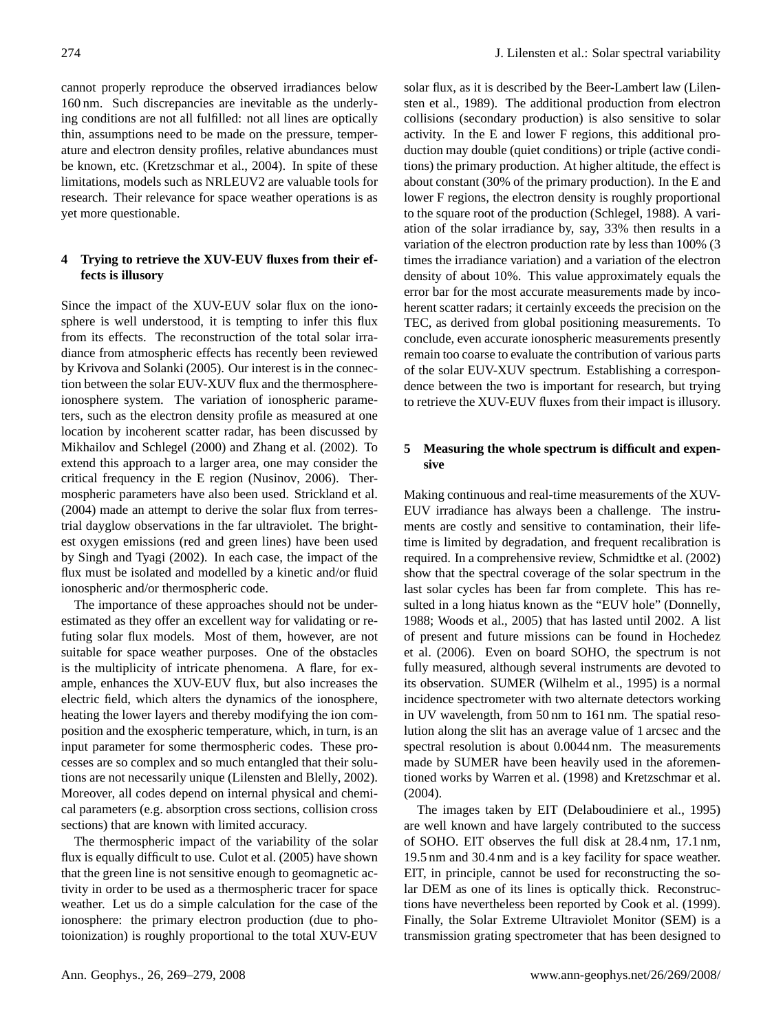cannot properly reproduce the observed irradiances below 160 nm. Such discrepancies are inevitable as the underlying conditions are not all fulfilled: not all lines are optically thin, assumptions need to be made on the pressure, temperature and electron density profiles, relative abundances must be known, etc. (Kretzschmar et al., 2004). In spite of these limitations, models such as NRLEUV2 are valuable tools for research. Their relevance for space weather operations is as yet more questionable.

## 4 Trying to retrieve the XUV-EUV fluxes from their effects is illusory

Since the impact of the XUV-EUV solar flux on the ionosphere is well understood, it is tempting to infer this flux from its effects. The reconstruction of the total solar irradiance from atmospheric effects has recently been reviewed by Krivova and Solanki (2005). Our interest is in the connection between the solar EUV-XUV flux and the thermosphere-ionosphere system. The variation of ionospheric parameters, such as the electron density profile as measured at one location by incoherent scatter radar, has been discussed by Mikhailov and Schlegel (2000) and Zhang et al. (2002). To extend this approach to a larger area, one may consider the critical frequency in the E region (Nusinov, 2006). Thermospheric parameters have also been used. Strickland et al. (2004) made an attempt to derive the solar flux from terrestrial dayglow observations in the far ultraviolet. The brightest oxygen emissions (red and green lines) have been used by Singh and Tyagi (2002). In each case, the impact of the flux must be isolated and modelled by a kinetic and/or fluid ionospheric and/or thermospheric code.

The importance of these approaches should not be underestimated as they offer an excellent way for validating or refuting solar flux models. Most of them, however, are not suitable for space weather purposes. One of the obstacles is the multiplicity of intricate phenomena. A flare, for example, enhances the XUV-EUV flux, but also increases the electric field, which alters the dynamics of the ionosphere, heating the lower layers and thereby modifying the ion composition and the exospheric temperature, which, in turn, is an input parameter for some thermospheric codes. These processes are so complex and so much entangled that their solutions are not necessarily unique (Lilensten and Blelly, 2002). Moreover, all codes depend on internal physical and chemical parameters (e.g. absorption cross sections, collision cross sections) that are known with limited accuracy.

The thermospheric impact of the variability of the solar flux is equally difficult to use. Culot et al. (2005) have shown that the green line is not sensitive enough to geomagnetic activity in order to be used as a thermospheric tracer for space weather. Let us do a simple calculation for the case of the ionosphere: the primary electron production (due to photoionization) is roughly proportional to the total XUV-EUV solar flux, as it is described by the Beer-Lambert law (Lilensten et al., 1989). The additional production from electron collisions (secondary production) is also sensitive to solar activity. In the E and lower F regions, this additional production may double (quiet conditions) or triple (active conditions) the primary production. At higher altitude, the effect is about constant (30% of the primary production). In the E and lower F regions, the electron density is roughly proportional to the square root of the production (Schlegel, 1988). A variation of the solar irradiance by, say, 33% then results in a variation of the electron production rate by less than 100% (3 times the irradiance variation) and a variation of the electron density of about 10%. This value approximately equals the error bar for the most accurate measurements made by incoherent scatter radars; it certainly exceeds the precision on the TEC, as derived from global positioning measurements. To conclude, even accurate ionospheric measurements presently remain too coarse to evaluate the contribution of various parts of the solar EUV-XUV spectrum. Establishing a correspondence between the two is important for research, but trying to retrieve the XUV-EUV fluxes from their impact is illusory.

## 5 Measuring the whole spectrum is difficult and expensive

Making continuous and real-time measurements of the XUV-EUV irradiance has always been a challenge. The instruments are costly and sensitive to contamination, their lifetime is limited by degradation, and frequent recalibration is required. In a comprehensive review, Schmidtke et al. (2002) show that the spectral coverage of the solar spectrum in the last solar cycles has been far from complete. This has resulted in a long hiatus known as the "EUV hole" (Donnelly, 1988; Woods et al., 2005) that has lasted until 2002. A list of present and future missions can be found in Hochedez et al. (2006). Even on board SOHO, the spectrum is not fully measured, although several instruments are devoted to its observation. SUMER (Wilhelm et al., 1995) is a normal incidence spectrometer with two alternate detectors working in UV wavelength, from 50 nm to 161 nm. The spatial resolution along the slit has an average value of 1 arcsec and the spectral resolution is about 0.0044 nm. The measurements made by SUMER have been heavily used in the aforementioned works by Warren et al. (1998) and Kretzschmar et al. (2004).

The images taken by EIT (Delaboudiniere et al., 1995) are well known and have largely contributed to the success of SOHO. EIT observes the full disk at 28.4 nm, 17.1 nm, 19.5 nm and 30.4 nm and is a key facility for space weather. EIT, in principle, cannot be used for reconstructing the solar DEM as one of its lines is optically thick. Reconstructions have nevertheless been reported by Cook et al. (1999). Finally, the Solar Extreme Ultraviolet Monitor (SEM) is a transmission grating spectrometer that has been designed to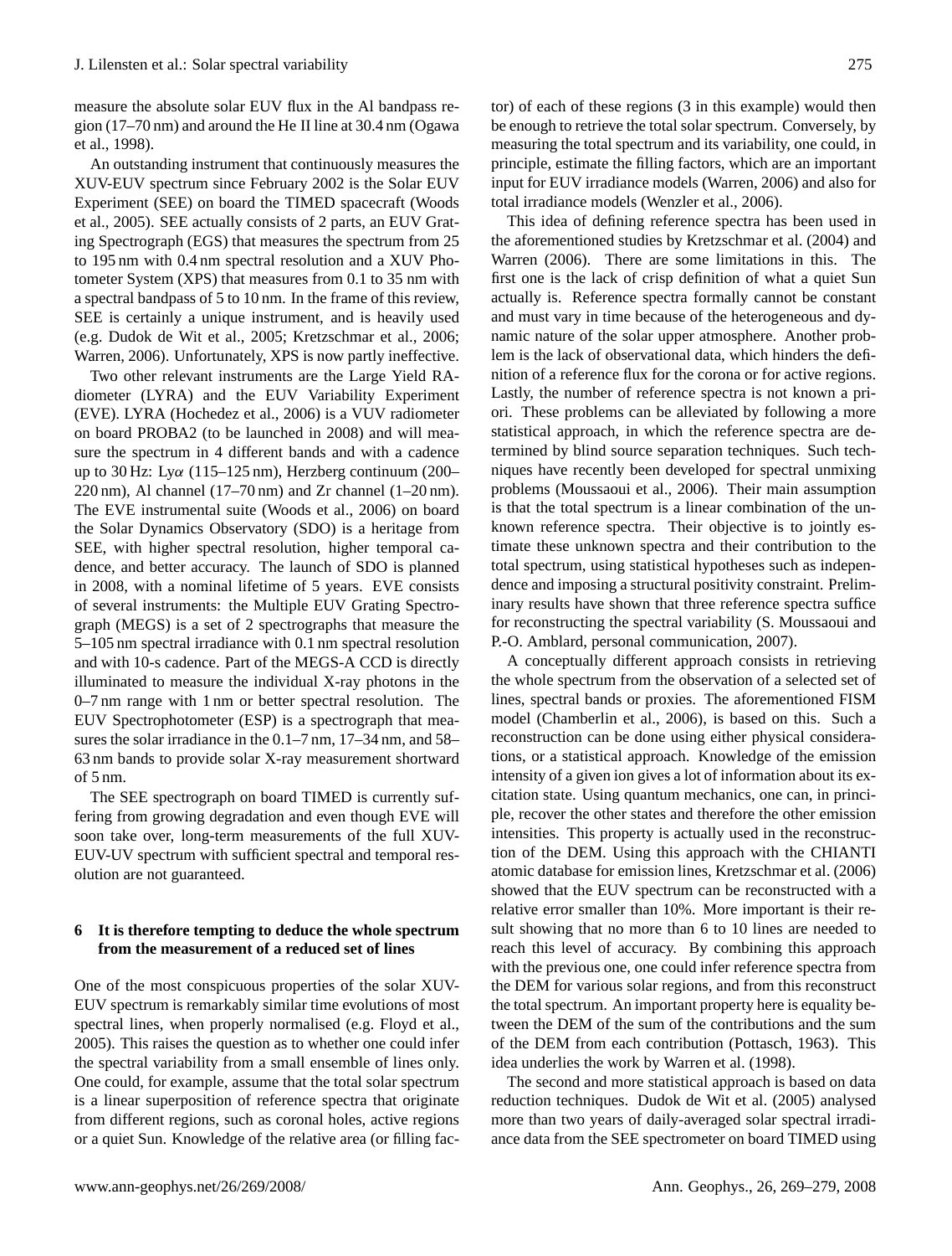measure the absolute solar EUV flux in the Al bandpass region (17–70 nm) and around the He II line at 30.4 nm (Ogawa et al., 1998).

An outstanding instrument that continuously measures the XUV-EUV spectrum since February 2002 is the Solar EUV Experiment (SEE) on board the TIMED spacecraft (Woods et al., 2005). SEE actually consists of 2 parts, an EUV Grating Spectrograph (EGS) that measures the spectrum from 25 to 195 nm with 0.4 nm spectral resolution and a XUV Photometer System (XPS) that measures from 0.1 to 35 nm with a spectral bandpass of 5 to 10 nm. In the frame of this review, SEE is certainly a unique instrument, and is heavily used (e.g. Dudok de Wit et al., 2005; Kretzschmar et al., 2006; Warren, 2006). Unfortunately, XPS is now partly ineffective.

Two other relevant instruments are the Large Yield RAdiometer (LYRA) and the EUV Variability Experiment (EVE). LYRA (Hochedez et al., 2006) is a VUV radiometer on board PROBA2 (to be launched in 2008) and will measure the spectrum in 4 different bands and with a cadence up to 30 Hz: Ly$\alpha$ (115–125 nm), Herzberg continuum (200–220 nm), Al channel (17–70 nm) and Zr channel (1–20 nm). The EVE instrumental suite (Woods et al., 2006) on board the Solar Dynamics Observatory (SDO) is a heritage from SEE, with higher spectral resolution, higher temporal cadence, and better accuracy. The launch of SDO is planned in 2008, with a nominal lifetime of 5 years. EVE consists of several instruments: the Multiple EUV Grating Spectrograph (MEGS) is a set of 2 spectrographs that measure the 5–105 nm spectral irradiance with 0.1 nm spectral resolution and with 10-s cadence. Part of the MEGS-A CCD is directly illuminated to measure the individual X-ray photons in the 0–7 nm range with 1 nm or better spectral resolution. The EUV Spectrophotometer (ESP) is a spectrograph that measures the solar irradiance in the 0.1–7 nm, 17–34 nm, and 58–63 nm bands to provide solar X-ray measurement shortward of 5 nm.

The SEE spectrograph on board TIMED is currently suffering from growing degradation and even though EVE will soon take over, long-term measurements of the full XUV-EUV-UV spectrum with sufficient spectral and temporal resolution are not guaranteed.

## 6 It is therefore tempting to deduce the whole spectrum from the measurement of a reduced set of lines

One of the most conspicuous properties of the solar XUV-EUV spectrum is remarkably similar time evolutions of most spectral lines, when properly normalised (e.g. Floyd et al., 2005). This raises the question as to whether one could infer the spectral variability from a small ensemble of lines only. One could, for example, assume that the total solar spectrum is a linear superposition of reference spectra that originate from different regions, such as coronal holes, active regions or a quiet Sun. Knowledge of the relative area (or filling factor) of each of these regions (3 in this example) would then be enough to retrieve the total solar spectrum. Conversely, by measuring the total spectrum and its variability, one could, in principle, estimate the filling factors, which are an important input for EUV irradiance models (Warren, 2006) and also for total irradiance models (Wenzler et al., 2006).

This idea of defining reference spectra has been used in the aforementioned studies by Kretzschmar et al. (2004) and Warren (2006). There are some limitations in this. The first one is the lack of crisp definition of what a quiet Sun actually is. Reference spectra formally cannot be constant and must vary in time because of the heterogeneous and dynamic nature of the solar upper atmosphere. Another problem is the lack of observational data, which hinders the definition of a reference flux for the corona or for active regions. Lastly, the number of reference spectra is not known a priori. These problems can be alleviated by following a more statistical approach, in which the reference spectra are determined by blind source separation techniques. Such techniques have recently been developed for spectral unmixing problems (Moussaoui et al., 2006). Their main assumption is that the total spectrum is a linear combination of the unknown reference spectra. Their objective is to jointly estimate these unknown spectra and their contribution to the total spectrum, using statistical hypotheses such as independence and imposing a structural positivity constraint. Preliminary results have shown that three reference spectra suffice for reconstructing the spectral variability (S. Moussaoui and P.-O. Amblard, personal communication, 2007).

A conceptually different approach consists in retrieving the whole spectrum from the observation of a selected set of lines, spectral bands or proxies. The aforementioned FISM model (Chamberlin et al., 2006), is based on this. Such a reconstruction can be done using either physical considerations, or a statistical approach. Knowledge of the emission intensity of a given ion gives a lot of information about its excitation state. Using quantum mechanics, one can, in principle, recover the other states and therefore the other emission intensities. This property is actually used in the reconstruction of the DEM. Using this approach with the CHIANTI atomic database for emission lines, Kretzschmar et al. (2006) showed that the EUV spectrum can be reconstructed with a relative error smaller than 10%. More important is their result showing that no more than 6 to 10 lines are needed to reach this level of accuracy. By combining this approach with the previous one, one could infer reference spectra from the DEM for various solar regions, and from this reconstruct the total spectrum. An important property here is equality between the DEM of the sum of the contributions and the sum of the DEM from each contribution (Pottasch, 1963). This idea underlies the work by Warren et al. (1998).

The second and more statistical approach is based on data reduction techniques. Dudok de Wit et al. (2005) analysed more than two years of daily-averaged solar spectral irradiance data from the SEE spectrometer on board TIMED using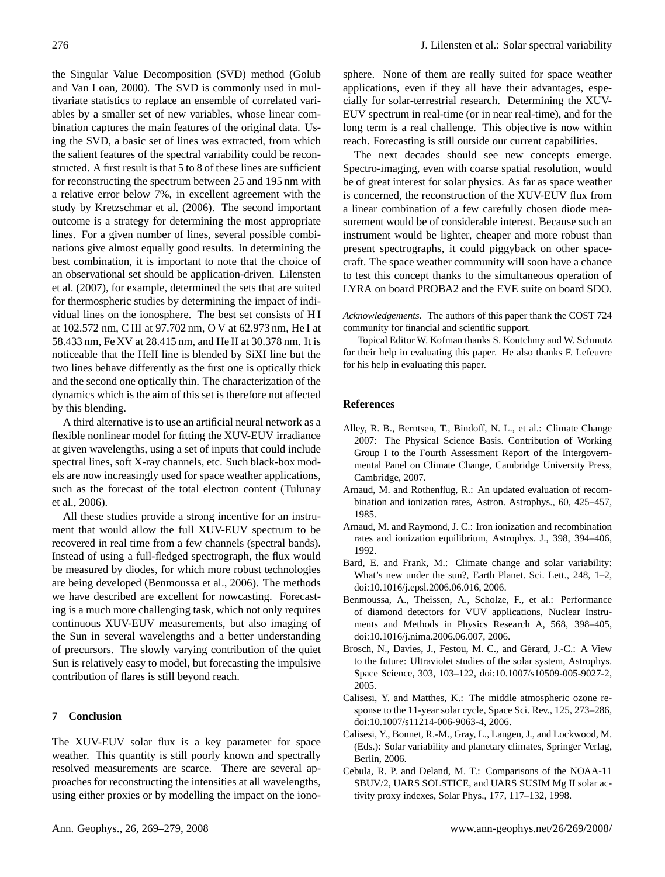the Singular Value Decomposition (SVD) method (Golub and Van Loan, 2000). The SVD is commonly used in multivariate statistics to replace an ensemble of correlated variables by a smaller set of new variables, whose linear combination captures the main features of the original data. Using the SVD, a basic set of lines was extracted, from which the salient features of the spectral variability could be reconstructed. A first result is that 5 to 8 of these lines are sufficient for reconstructing the spectrum between 25 and 195 nm with a relative error below 7%, in excellent agreement with the study by Kretzschmar et al. (2006). The second important outcome is a strategy for determining the most appropriate lines. For a given number of lines, several possible combinations give almost equally good results. In determining the best combination, it is important to note that the choice of an observational set should be application-driven. Lilensten et al. (2007), for example, determined the sets that are suited for thermospheric studies by determining the impact of individual lines on the ionosphere. The best set consists of H I at 102.572 nm, C III at 97.702 nm, O V at 62.973 nm, He I at 58.433 nm, Fe XV at 28.415 nm, and He II at 30.378 nm. It is noticeable that the HeII line is blended by SiXI line but the two lines behave differently as the first one is optically thick and the second one optically thin. The characterization of the dynamics which is the aim of this set is therefore not affected by this blending.

A third alternative is to use an artificial neural network as a flexible nonlinear model for fitting the XUV-EUV irradiance at given wavelengths, using a set of inputs that could include spectral lines, soft X-ray channels, etc. Such black-box models are now increasingly used for space weather applications, such as the forecast of the total electron content (Tulunay et al., 2006).

All these studies provide a strong incentive for an instrument that would allow the full XUV-EUV spectrum to be recovered in real time from a few channels (spectral bands). Instead of using a full-fledged spectrograph, the flux would be measured by diodes, for which more robust technologies are being developed (Benmoussa et al., 2006). The methods we have described are excellent for nowcasting. Forecasting is a much more challenging task, which not only requires continuous XUV-EUV measurements, but also imaging of the Sun in several wavelengths and a better understanding of precursors. The slowly varying contribution of the quiet Sun is relatively easy to model, but forecasting the impulsive contribution of flares is still beyond reach.

## 7 Conclusion

The XUV-EUV solar flux is a key parameter for space weather. This quantity is still poorly known and spectrally resolved measurements are scarce. There are several approaches for reconstructing the intensities at all wavelengths, using either proxies or by modelling the impact on the ionosphere. None of them are really suited for space weather applications, even if they all have their advantages, especially for solar-terrestrial research. Determining the XUV-EUV spectrum in real-time (or in near real-time), and for the long term is a real challenge. This objective is now within reach. Forecasting is still outside our current capabilities.

The next decades should see new concepts emerge. Spectro-imaging, even with coarse spatial resolution, would be of great interest for solar physics. As far as space weather is concerned, the reconstruction of the XUV-EUV flux from a linear combination of a few carefully chosen diode measurement would be of considerable interest. Because such an instrument would be lighter, cheaper and more robust than present spectrographs, it could piggyback on other spacecraft. The space weather community will soon have a chance to test this concept thanks to the simultaneous operation of LYRA on board PROBA2 and the EVE suite on board SDO.

*Acknowledgements.* The authors of this paper thank the COST 724 community for financial and scientific support.

Topical Editor W. Kofman thanks S. Koutchmy and W. Schmutz for their help in evaluating this paper. He also thanks F. Lefeuvre for his help in evaluating this paper.

## References

Alley, R. B., Berntsen, T., Bindoff, N. L., et al.: Climate Change 2007: The Physical Science Basis. Contribution of Working Group I to the Fourth Assessment Report of the Intergovernmental Panel on Climate Change, Cambridge University Press, Cambridge, 2007.

Arnaud, M. and Rothenflug, R.: An updated evaluation of recombination and ionization rates, Astron. Astrophys., 60, 425–457, 1985.

Arnaud, M. and Raymond, J. C.: Iron ionization and recombination rates and ionization equilibrium, Astrophys. J., 398, 394–406, 1992.

Bard, E. and Frank, M.: Climate change and solar variability: What's new under the sun?, Earth Planet. Sci. Lett., 248, 1–2, doi:10.1016/j.epsl.2006.06.016, 2006.

Benmoussa, A., Theissen, A., Scholze, F., et al.: Performance of diamond detectors for VUV applications, Nuclear Instruments and Methods in Physics Research A, 568, 398–405, doi:10.1016/j.nima.2006.06.007, 2006.

Brosch, N., Davies, J., Festou, M. C., and Gérard, J.-C.: A View to the future: Ultraviolet studies of the solar system, Astrophys. Space Science, 303, 103–122, doi:10.1007/s10509-005-9027-2, 2005.

Calisesi, Y. and Matthes, K.: The middle atmospheric ozone response to the 11-year solar cycle, Space Sci. Rev., 125, 273–286, doi:10.1007/s11214-006-9063-4, 2006.

Calisesi, Y., Bonnet, R.-M., Gray, L., Langen, J., and Lockwood, M. (Eds.): Solar variability and planetary climates, Springer Verlag, Berlin, 2006.

Cebula, R. P. and Deland, M. T.: Comparisons of the NOAA-11 SBUV/2, UARS SOLSTICE, and UARS SUSIM Mg II solar activity proxy indexes, Solar Phys., 177, 117–132, 1998.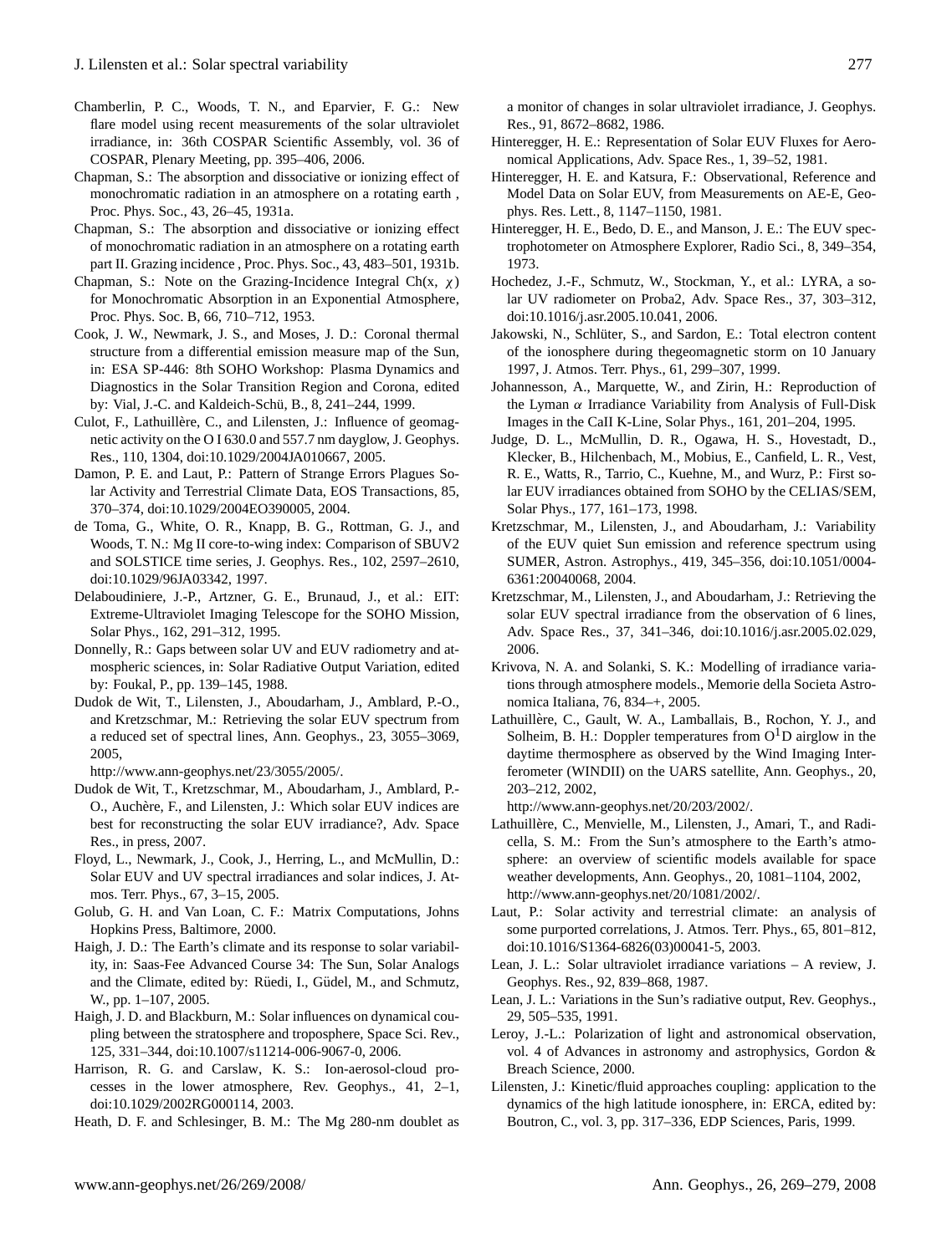Chamberlin, P. C., Woods, T. N., and Eparvier, F. G.: New flare model using recent measurements of the solar ultraviolet irradiance, in: 36th COSPAR Scientific Assembly, vol. 36 of COSPAR, Plenary Meeting, pp. 395–406, 2006.

Chapman, S.: The absorption and dissociative or ionizing effect of monochromatic radiation in an atmosphere on a rotating earth , Proc. Phys. Soc., 43, 26–45, 1931a.

Chapman, S.: The absorption and dissociative or ionizing effect of monochromatic radiation in an atmosphere on a rotating earth part II. Grazing incidence , Proc. Phys. Soc., 43, 483–501, 1931b.

Chapman, S.: Note on the Grazing-Incidence Integral Ch(x, $\chi$) for Monochromatic Absorption in an Exponential Atmosphere, Proc. Phys. Soc. B, 66, 710–712, 1953.

Cook, J. W., Newmark, J. S., and Moses, J. D.: Coronal thermal structure from a differential emission measure map of the Sun, in: ESA SP-446: 8th SOHO Workshop: Plasma Dynamics and Diagnostics in the Solar Transition Region and Corona, edited by: Vial, J.-C. and Kaldeich-Schü, B., 8, 241–244, 1999.

Culot, F., Lathuillère, C., and Lilensten, J.: Influence of geomagnetic activity on the O I 630.0 and 557.7 nm dayglow, J. Geophys. Res., 110, 1304, doi:10.1029/2004JA010667, 2005.

Damon, P. E. and Laut, P.: Pattern of Strange Errors Plagues Solar Activity and Terrestrial Climate Data, EOS Transactions, 85, 370–374, doi:10.1029/2004EO390005, 2004.

de Toma, G., White, O. R., Knapp, B. G., Rottman, G. J., and Woods, T. N.: Mg II core-to-wing index: Comparison of SBUV2 and SOLSTICE time series, J. Geophys. Res., 102, 2597–2610, doi:10.1029/96JA03342, 1997.

Delaboudiniere, J.-P., Artzner, G. E., Brunaud, J., et al.: EIT: Extreme-Ultraviolet Imaging Telescope for the SOHO Mission, Solar Phys., 162, 291–312, 1995.

Donnelly, R.: Gaps between solar UV and EUV radiometry and atmospheric sciences, in: Solar Radiative Output Variation, edited by: Foukal, P., pp. 139–145, 1988.

Dudok de Wit, T., Lilensten, J., Aboudarham, J., Amblard, P.-O., and Kretzschmar, M.: Retrieving the solar EUV spectrum from a reduced set of spectral lines, Ann. Geophys., 23, 3055–3069, 2005, http://www.ann-geophys.net/23/3055/2005/.

Dudok de Wit, T., Kretzschmar, M., Aboudarham, J., Amblard, P.-O., Auchère, F., and Lilensten, J.: Which solar EUV indices are best for reconstructing the solar EUV irradiance?, Adv. Space Res., in press, 2007.

Floyd, L., Newmark, J., Cook, J., Herring, L., and McMullin, D.: Solar EUV and UV spectral irradiances and solar indices, J. Atmos. Terr. Phys., 67, 3–15, 2005.

Golub, G. H. and Van Loan, C. F.: Matrix Computations, Johns Hopkins Press, Baltimore, 2000.

Haigh, J. D.: The Earth's climate and its response to solar variability, in: Saas-Fee Advanced Course 34: The Sun, Solar Analogs and the Climate, edited by: Rüedi, I., Güdel, M., and Schmutz, W., pp. 1–107, 2005.

Haigh, J. D. and Blackburn, M.: Solar influences on dynamical coupling between the stratosphere and troposphere, Space Sci. Rev., 125, 331–344, doi:10.1007/s11214-006-9067-0, 2006.

Harrison, R. G. and Carslaw, K. S.: Ion-aerosol-cloud processes in the lower atmosphere, Rev. Geophys., 41, 2–1, doi:10.1029/2002RG000114, 2003.

Heath, D. F. and Schlesinger, B. M.: The Mg 280-nm doublet as a monitor of changes in solar ultraviolet irradiance, J. Geophys. Res., 91, 8672–8682, 1986.

Hinteregger, H. E.: Representation of Solar EUV Fluxes for Aeronomical Applications, Adv. Space Res., 1, 39–52, 1981.

Hinteregger, H. E. and Katsura, F.: Observational, Reference and Model Data on Solar EUV, from Measurements on AE-E, Geophys. Res. Lett., 8, 1147–1150, 1981.

Hinteregger, H. E., Bedo, D. E., and Manson, J. E.: The EUV spectrophotometer on Atmosphere Explorer, Radio Sci., 8, 349–354, 1973.

Hochedez, J.-F., Schmutz, W., Stockman, Y., et al.: LYRA, a solar UV radiometer on Proba2, Adv. Space Res., 37, 303–312, doi:10.1016/j.asr.2005.10.041, 2006.

Jakowski, N., Schlüter, S., and Sardon, E.: Total electron content of the ionosphere during thegeomagnetic storm on 10 January 1997, J. Atmos. Terr. Phys., 61, 299–307, 1999.

Johannesson, A., Marquette, W., and Zirin, H.: Reproduction of the Lyman $\alpha$ Irradiance Variability from Analysis of Full-Disk Images in the CaII K-Line, Solar Phys., 161, 201–204, 1995.

Judge, D. L., McMullin, D. R., Ogawa, H. S., Hovestadt, D., Klecker, B., Hilchenbach, M., Mobius, E., Canfield, L. R., Vest, R. E., Watts, R., Tarrio, C., Kuehne, M., and Wurz, P.: First solar EUV irradiances obtained from SOHO by the CELIAS/SEM, Solar Phys., 177, 161–173, 1998.

Kretzschmar, M., Lilensten, J., and Aboudarham, J.: Variability of the EUV quiet Sun emission and reference spectrum using SUMER, Astron. Astrophys., 419, 345–356, doi:10.1051/0004-6361:20040068, 2004.

Kretzschmar, M., Lilensten, J., and Aboudarham, J.: Retrieving the solar EUV spectral irradiance from the observation of 6 lines, Adv. Space Res., 37, 341–346, doi:10.1016/j.asr.2005.02.029, 2006.

Krivova, N. A. and Solanki, S. K.: Modelling of irradiance variations through atmosphere models., Memorie della Societa Astronomica Italiana, 76, 834–+, 2005.

Lathuillère, C., Gault, W. A., Lamballais, B., Rochon, Y. J., and Solheim, B. H.: Doppler temperatures from $O^1D$ airglow in the daytime thermosphere as observed by the Wind Imaging Interferometer (WINDII) on the UARS satellite, Ann. Geophys., 20, 203–212, 2002, http://www.ann-geophys.net/20/203/2002/.

Lathuillère, C., Menvielle, M., Lilensten, J., Amari, T., and Radicella, S. M.: From the Sun's atmosphere to the Earth's atmosphere: an overview of scientific models available for space weather developments, Ann. Geophys., 20, 1081–1104, 2002, http://www.ann-geophys.net/20/1081/2002/.

Laut, P.: Solar activity and terrestrial climate: an analysis of some purported correlations, J. Atmos. Terr. Phys., 65, 801–812, doi:10.1016/S1364-6826(03)00041-5, 2003.

Lean, J. L.: Solar ultraviolet irradiance variations – A review, J. Geophys. Res., 92, 839–868, 1987.

Lean, J. L.: Variations in the Sun's radiative output, Rev. Geophys., 29, 505–535, 1991.

Leroy, J.-L.: Polarization of light and astronomical observation, vol. 4 of Advances in astronomy and astrophysics, Gordon & Breach Science, 2000.

Lilensten, J.: Kinetic/fluid approaches coupling: application to the dynamics of the high latitude ionosphere, in: ERCA, edited by: Boutron, C., vol. 3, pp. 317–336, EDP Sciences, Paris, 1999.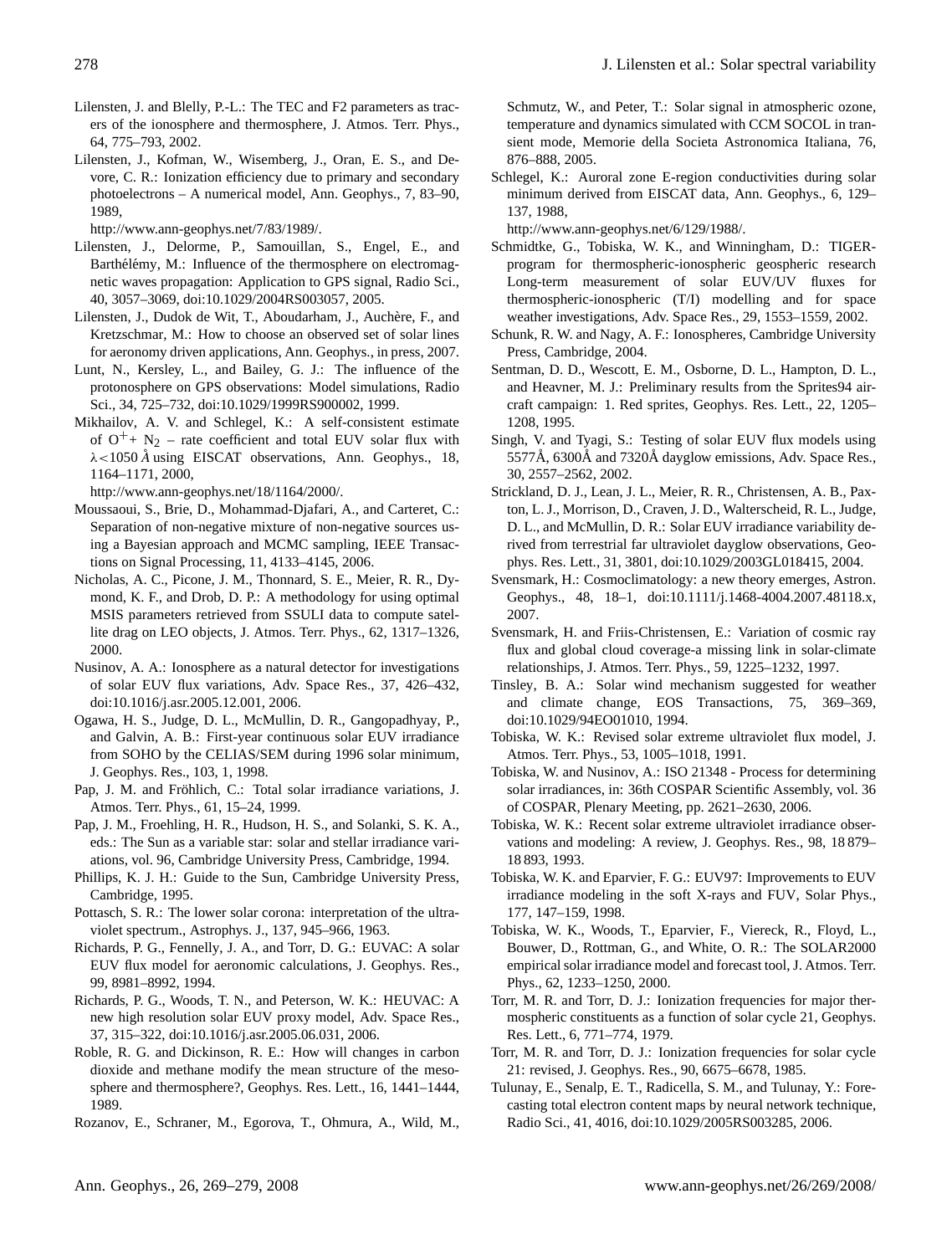Lilensten, J. and Blelly, P.-L.: The TEC and F2 parameters as tracers of the ionosphere and thermosphere, J. Atmos. Terr. Phys., 64, 775–793, 2002.

Lilensten, J., Kofman, W., Wisemberg, J., Oran, E. S., and Devore, C. R.: Ionization efficiency due to primary and secondary photoelectrons – A numerical model, Ann. Geophys., 7, 83–90, 1989, http://www.ann-geophys.net/7/83/1989/.

Lilensten, J., Delorme, P., Samouillan, S., Engel, E., and Barthélémy, M.: Influence of the thermosphere on electromagnetic waves propagation: Application to GPS signal, Radio Sci., 40, 3057–3069, doi:10.1029/2004RS003057, 2005.

Lilensten, J., Dudok de Wit, T., Aboudarham, J., Auchère, F., and Kretzschmar, M.: How to choose an observed set of solar lines for aeronomy driven applications, Ann. Geophys., in press, 2007.

Lunt, N., Kersley, L., and Bailey, G. J.: The influence of the protonosphere on GPS observations: Model simulations, Radio Sci., 34, 725–732, doi:10.1029/1999RS900002, 1999.

Mikhailov, A. V. and Schlegel, K.: A self-consistent estimate of $O^{+}+ N_2$ – rate coefficient and total EUV solar flux with $\lambda<1050$ Å using EISCAT observations, Ann. Geophys., 18, 1164–1171, 2000, http://www.ann-geophys.net/18/1164/2000/.

Moussaoui, S., Brie, D., Mohammad-Djafari, A., and Carteret, C.: Separation of non-negative mixture of non-negative sources using a Bayesian approach and MCMC sampling, IEEE Transactions on Signal Processing, 11, 4133–4145, 2006.

Nicholas, A. C., Picone, J. M., Thonnard, S. E., Meier, R. R., Dymond, K. F., and Drob, D. P.: A methodology for using optimal MSIS parameters retrieved from SSULI data to compute satellite drag on LEO objects, J. Atmos. Terr. Phys., 62, 1317–1326, 2000.

Nusinov, A. A.: Ionosphere as a natural detector for investigations of solar EUV flux variations, Adv. Space Res., 37, 426–432, doi:10.1016/j.asr.2005.12.001, 2006.

Ogawa, H. S., Judge, D. L., McMullin, D. R., Gangopadhyay, P., and Galvin, A. B.: First-year continuous solar EUV irradiance from SOHO by the CELIAS/SEM during 1996 solar minimum, J. Geophys. Res., 103, 1, 1998.

Pap, J. M. and Fröhlich, C.: Total solar irradiance variations, J. Atmos. Terr. Phys., 61, 15–24, 1999.

Pap, J. M., Froehling, H. R., Hudson, H. S., and Solanki, S. K. A., eds.: The Sun as a variable star: solar and stellar irradiance variations, vol. 96, Cambridge University Press, Cambridge, 1994.

Phillips, K. J. H.: Guide to the Sun, Cambridge University Press, Cambridge, 1995.

Pottasch, S. R.: The lower solar corona: interpretation of the ultraviolet spectrum., Astrophys. J., 137, 945–966, 1963.

Richards, P. G., Fennelly, J. A., and Torr, D. G.: EUVAC: A solar EUV flux model for aeronomic calculations, J. Geophys. Res., 99, 8981–8992, 1994.

Richards, P. G., Woods, T. N., and Peterson, W. K.: HEUVAC: A new high resolution solar EUV proxy model, Adv. Space Res., 37, 315–322, doi:10.1016/j.asr.2005.06.031, 2006.

Roble, R. G. and Dickinson, R. E.: How will changes in carbon dioxide and methane modify the mean structure of the mesosphere and thermosphere?, Geophys. Res. Lett., 16, 1441–1444, 1989.

Rozanov, E., Schraner, M., Egorova, T., Ohmura, A., Wild, M., Schmutz, W., and Peter, T.: Solar signal in atmospheric ozone, temperature and dynamics simulated with CCM SOCOL in transient mode, Memorie della Societa Astronomica Italiana, 76, 876–888, 2005.

Schlegel, K.: Auroral zone E-region conductivities during solar minimum derived from EISCAT data, Ann. Geophys., 6, 129–137, 1988, http://www.ann-geophys.net/6/129/1988/.

Schmidtke, G., Tobiska, W. K., and Winningham, D.: TIGER-program for thermospheric-ionospheric geospheric research Long-term measurement of solar EUV/UV fluxes for thermospheric-ionospheric (T/I) modelling and for space weather investigations, Adv. Space Res., 29, 1553–1559, 2002.

Schunk, R. W. and Nagy, A. F.: Ionospheres, Cambridge University Press, Cambridge, 2004.

Sentman, D. D., Wescott, E. M., Osborne, D. L., Hampton, D. L., and Heavner, M. J.: Preliminary results from the Sprites94 aircraft campaign: 1. Red sprites, Geophys. Res. Lett., 22, 1205–1208, 1995.

Singh, V. and Tyagi, S.: Testing of solar EUV flux models using 5577Å, 6300Å and 7320Å dayglow emissions, Adv. Space Res., 30, 2557–2562, 2002.

Strickland, D. J., Lean, J. L., Meier, R. R., Christensen, A. B., Paxton, L. J., Morrison, D., Craven, J. D., Walterscheid, R. L., Judge, D. L., and McMullin, D. R.: Solar EUV irradiance variability derived from terrestrial far ultraviolet dayglow observations, Geophys. Res. Lett., 31, 3801, doi:10.1029/2003GL018415, 2004.

Svensmark, H.: Cosmoclimatology: a new theory emerges, Astron. Geophys., 48, 18–1, doi:10.1111/j.1468-4004.2007.48118.x, 2007.

Svensmark, H. and Friis-Christensen, E.: Variation of cosmic ray flux and global cloud coverage-a missing link in solar-climate relationships, J. Atmos. Terr. Phys., 59, 1225–1232, 1997.

Tinsley, B. A.: Solar wind mechanism suggested for weather and climate change, EOS Transactions, 75, 369–369, doi:10.1029/94EO01010, 1994.

Tobiska, W. K.: Revised solar extreme ultraviolet flux model, J. Atmos. Terr. Phys., 53, 1005–1018, 1991.

Tobiska, W. and Nusinov, A.: ISO 21348 - Process for determining solar irradiances, in: 36th COSPAR Scientific Assembly, vol. 36 of COSPAR, Plenary Meeting, pp. 2621–2630, 2006.

Tobiska, W. K.: Recent solar extreme ultraviolet irradiance observations and modeling: A review, J. Geophys. Res., 98, 18 879–18 893, 1993.

Tobiska, W. K. and Eparvier, F. G.: EUV97: Improvements to EUV irradiance modeling in the soft X-rays and FUV, Solar Phys., 177, 147–159, 1998.

Tobiska, W. K., Woods, T., Eparvier, F., Viereck, R., Floyd, L., Bouwer, D., Rottman, G., and White, O. R.: The SOLAR2000 empirical solar irradiance model and forecast tool, J. Atmos. Terr. Phys., 62, 1233–1250, 2000.

Torr, M. R. and Torr, D. J.: Ionization frequencies for major thermospheric constituents as a function of solar cycle 21, Geophys. Res. Lett., 6, 771–774, 1979.

Torr, M. R. and Torr, D. J.: Ionization frequencies for solar cycle 21: revised, J. Geophys. Res., 90, 6675–6678, 1985.

Tulunay, E., Senalp, E. T., Radicella, S. M., and Tulunay, Y.: Forecasting total electron content maps by neural network technique, Radio Sci., 41, 4016, doi:10.1029/2005RS003285, 2006.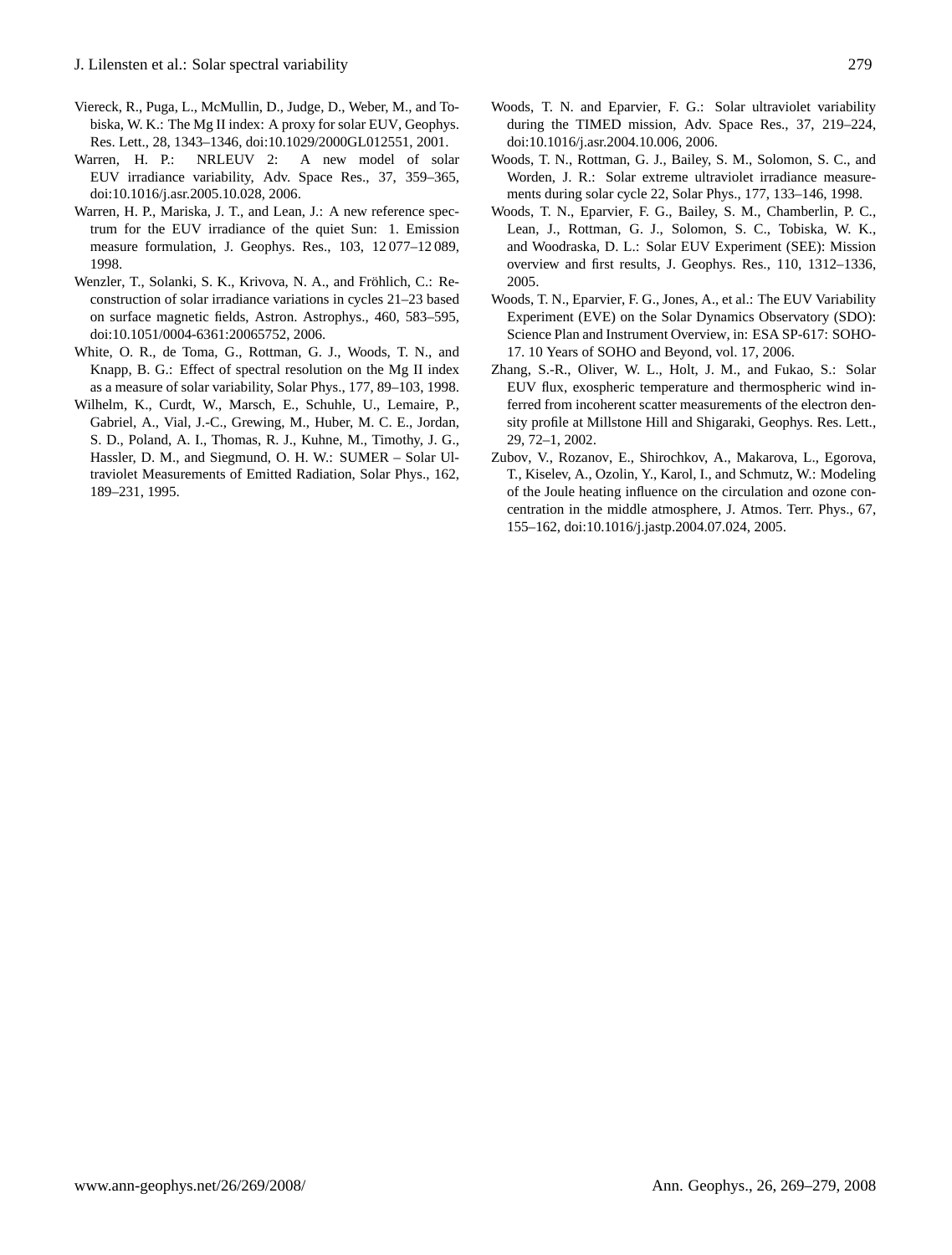Viereck, R., Puga, L., McMullin, D., Judge, D., Weber, M., and Tobiska, W. K.: The Mg II index: A proxy for solar EUV, Geophys. Res. Lett., 28, 1343–1346, doi:10.1029/2000GL012551, 2001.

Warren, H. P.: NRLEUV 2: A new model of solar EUV irradiance variability, Adv. Space Res., 37, 359–365, doi:10.1016/j.asr.2005.10.028, 2006.

Warren, H. P., Mariska, J. T., and Lean, J.: A new reference spectrum for the EUV irradiance of the quiet Sun: 1. Emission measure formulation, J. Geophys. Res., 103, 12 077–12 089, 1998.

Wenzler, T., Solanki, S. K., Krivova, N. A., and Fröhlich, C.: Reconstruction of solar irradiance variations in cycles 21–23 based on surface magnetic fields, Astron. Astrophys., 460, 583–595, doi:10.1051/0004-6361:20065752, 2006.

White, O. R., de Toma, G., Rottman, G. J., Woods, T. N., and Knapp, B. G.: Effect of spectral resolution on the Mg II index as a measure of solar variability, Solar Phys., 177, 89–103, 1998.

Wilhelm, K., Curdt, W., Marsch, E., Schuhle, U., Lemaire, P., Gabriel, A., Vial, J.-C., Grewing, M., Huber, M. C. E., Jordan, S. D., Poland, A. I., Thomas, R. J., Kuhne, M., Timothy, J. G., Hassler, D. M., and Siegmund, O. H. W.: SUMER – Solar Ultraviolet Measurements of Emitted Radiation, Solar Phys., 162, 189–231, 1995.

Woods, T. N. and Eparvier, F. G.: Solar ultraviolet variability during the TIMED mission, Adv. Space Res., 37, 219–224, doi:10.1016/j.asr.2004.10.006, 2006.

Woods, T. N., Rottman, G. J., Bailey, S. M., Solomon, S. C., and Worden, J. R.: Solar extreme ultraviolet irradiance measurements during solar cycle 22, Solar Phys., 177, 133–146, 1998.

Woods, T. N., Eparvier, F. G., Bailey, S. M., Chamberlin, P. C., Lean, J., Rottman, G. J., Solomon, S. C., Tobiska, W. K., and Woodraska, D. L.: Solar EUV Experiment (SEE): Mission overview and first results, J. Geophys. Res., 110, 1312–1336, 2005.

Woods, T. N., Eparvier, F. G., Jones, A., et al.: The EUV Variability Experiment (EVE) on the Solar Dynamics Observatory (SDO): Science Plan and Instrument Overview, in: ESA SP-617: SOHO-17. 10 Years of SOHO and Beyond, vol. 17, 2006.

Zhang, S.-R., Oliver, W. L., Holt, J. M., and Fukao, S.: Solar EUV flux, exospheric temperature and thermospheric wind inferred from incoherent scatter measurements of the electron density profile at Millstone Hill and Shigaraki, Geophys. Res. Lett., 29, 72–1, 2002.

Zubov, V., Rozanov, E., Shirochkov, A., Makarova, L., Egorova, T., Kiselev, A., Ozolin, Y., Karol, I., and Schmutz, W.: Modeling of the Joule heating influence on the circulation and ozone concentration in the middle atmosphere, J. Atmos. Terr. Phys., 67, 155–162, doi:10.1016/j.jastp.2004.07.024, 2005.